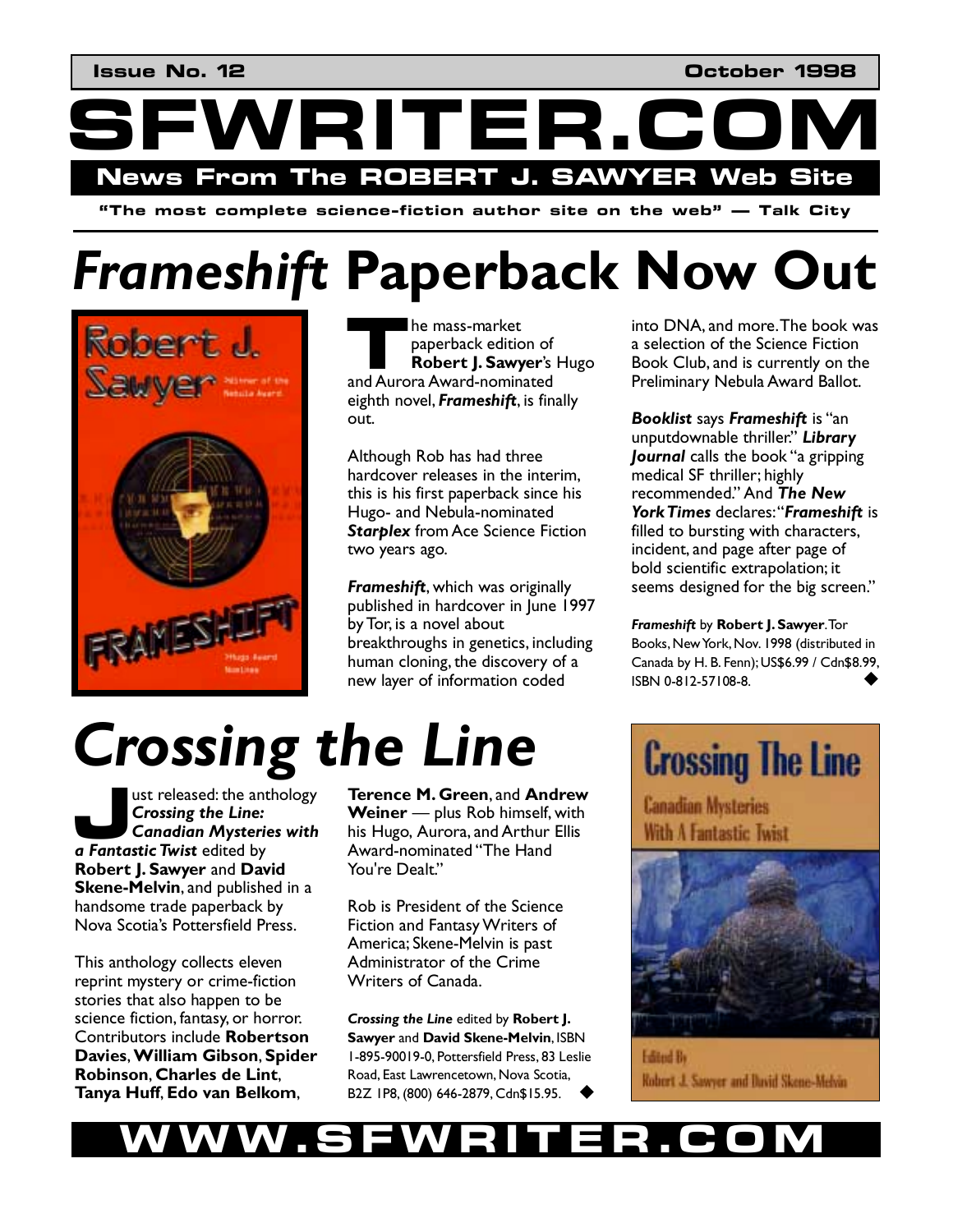Issue No. 12 October 1998

# SFWRITER.COM

**News From The ROBERT J. SAWYER Web Site**

**"The most complete science-fiction author site on the web" — Talk City**

# *Frameshift* Paperback Now Out

The mass-market paperback edition of **Robert J. Sawyer**'s Hugo and Aurora Award-nominated eighth novel, ***Frameshift***, is finally out.

Although Rob has had three hardcover releases in the interim, this is his first paperback since his Hugo- and Nebula-nominated ***Starplex*** from Ace Science Fiction two years ago.

***Frameshift***, which was originally published in hardcover in June 1997 by Tor, is a novel about breakthroughs in genetics, including human cloning, the discovery of a new layer of information coded into DNA, and more. The book was a selection of the Science Fiction Book Club, and is currently on the Preliminary Nebula Award Ballot.

***Booklist*** says ***Frameshift*** is "an unputdownable thriller." ***Library Journal*** calls the book "a gripping medical SF thriller; highly recommended." And ***The New York Times*** declares: "***Frameshift*** is filled to bursting with characters, incident, and page after page of bold scientific extrapolation; it seems designed for the big screen."

***Frameshift*** by **Robert J. Sawyer**. Tor Books, New York, Nov. 1998 (distributed in Canada by H. B. Fenn); US$6.99 / Cdn$8.99, ISBN 0-812-57108-8. ◆

# *Crossing the Line*

Just released: the anthology ***Crossing the Line: Canadian Mysteries with a Fantastic Twist*** edited by **Robert J. Sawyer** and **David Skene-Melvin**, and published in a handsome trade paperback by Nova Scotia's Pottersfield Press.

This anthology collects eleven reprint mystery or crime-fiction stories that also happen to be science fiction, fantasy, or horror. Contributors include **Robertson Davies**, **William Gibson**, **Spider Robinson**, **Charles de Lint**, **Tanya Huff**, **Edo van Belkom**, **Terence M. Green**, and **Andrew Weiner** — plus Rob himself, with his Hugo, Aurora, and Arthur Ellis Award-nominated "The Hand You're Dealt."

Rob is President of the Science Fiction and Fantasy Writers of America; Skene-Melvin is past Administrator of the Crime Writers of Canada.

***Crossing the Line*** edited by **Robert J. Sawyer** and **David Skene-Melvin**, ISBN 1-895-90019-0, Pottersfield Press, 83 Leslie Road, East Lawrencetown, Nova Scotia, B2Z 1P8, (800) 646-2879, Cdn$15.95. ◆

**WWW.SFWRITER.COM**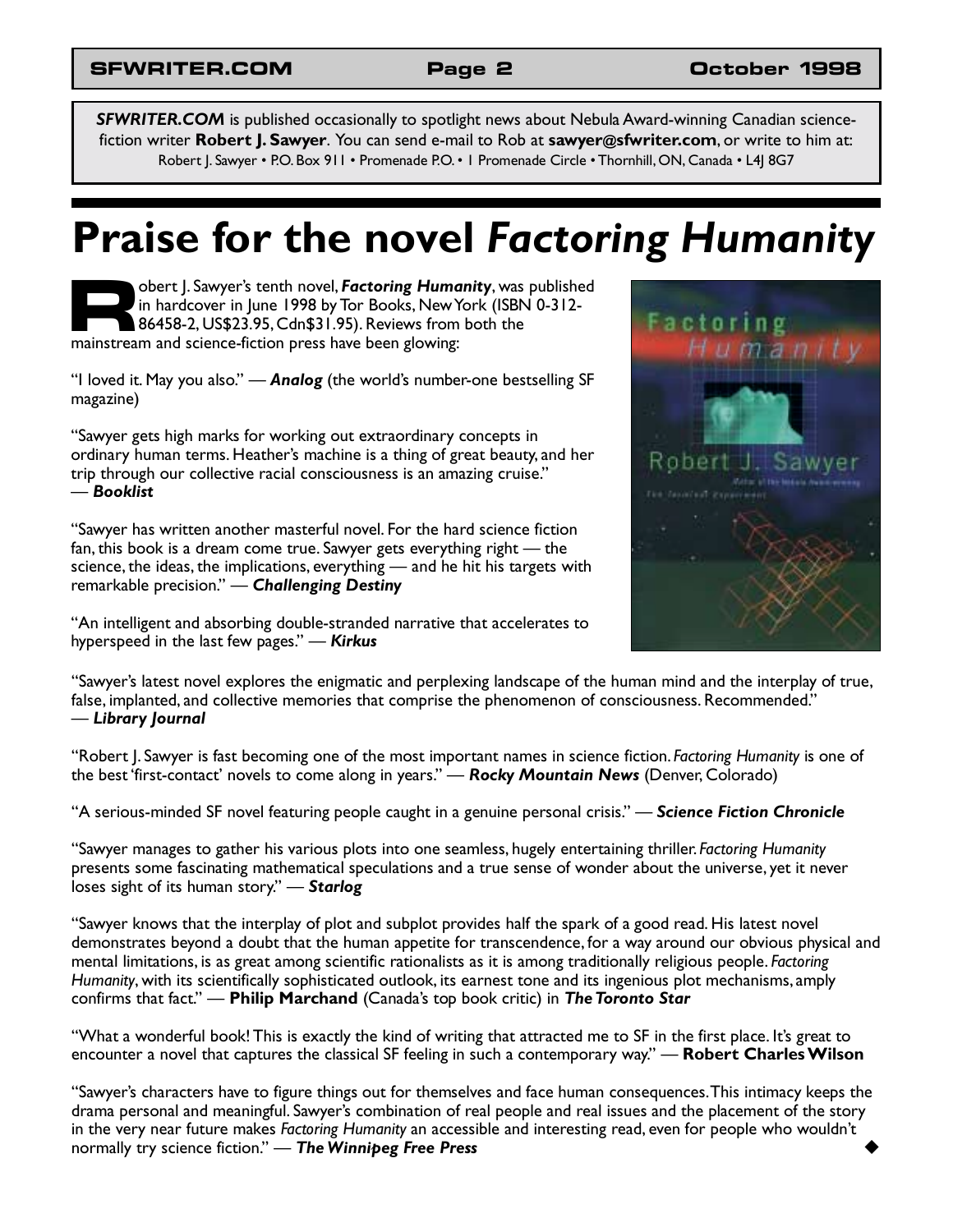***SFWRITER.COM*** is published occasionally to spotlight news about Nebula Award-winning Canadian science-fiction writer **Robert J. Sawyer**. You can send e-mail to Rob at **sawyer@sfwriter.com**, or write to him at:
Robert J. Sawyer • P.O. Box 911 • Promenade P.O. • 1 Promenade Circle • Thornhill, ON, Canada • L4J 8G7

# Praise for the novel *Factoring Humanity*

Robert J. Sawyer's tenth novel, ***Factoring Humanity***, was published in hardcover in June 1998 by Tor Books, New York (ISBN 0-312-86458-2, US$23.95, Cdn$31.95). Reviews from both the mainstream and science-fiction press have been glowing:

"I loved it. May you also." — ***Analog*** (the world's number-one bestselling SF magazine)

"Sawyer gets high marks for working out extraordinary concepts in ordinary human terms. Heather's machine is a thing of great beauty, and her trip through our collective racial consciousness is an amazing cruise." — ***Booklist***

"Sawyer has written another masterful novel. For the hard science fiction fan, this book is a dream come true. Sawyer gets everything right — the science, the ideas, the implications, everything — and he hit his targets with remarkable precision." — ***Challenging Destiny***

"An intelligent and absorbing double-stranded narrative that accelerates to hyperspeed in the last few pages." — ***Kirkus***

"Sawyer's latest novel explores the enigmatic and perplexing landscape of the human mind and the interplay of true, false, implanted, and collective memories that comprise the phenomenon of consciousness. Recommended." — ***Library Journal***

"Robert J. Sawyer is fast becoming one of the most important names in science fiction. *Factoring Humanity* is one of the best 'first-contact' novels to come along in years." — ***Rocky Mountain News*** (Denver, Colorado)

"A serious-minded SF novel featuring people caught in a genuine personal crisis." — ***Science Fiction Chronicle***

"Sawyer manages to gather his various plots into one seamless, hugely entertaining thriller. *Factoring Humanity* presents some fascinating mathematical speculations and a true sense of wonder about the universe, yet it never loses sight of its human story." — ***Starlog***

"Sawyer knows that the interplay of plot and subplot provides half the spark of a good read. His latest novel demonstrates beyond a doubt that the human appetite for transcendence, for a way around our obvious physical and mental limitations, is as great among scientific rationalists as it is among traditionally religious people. *Factoring Humanity*, with its scientifically sophisticated outlook, its earnest tone and its ingenious plot mechanisms, amply confirms that fact." — **Philip Marchand** (Canada's top book critic) in ***The Toronto Star***

"What a wonderful book! This is exactly the kind of writing that attracted me to SF in the first place. It's great to encounter a novel that captures the classical SF feeling in such a contemporary way." — **Robert Charles Wilson**

"Sawyer's characters have to figure things out for themselves and face human consequences. This intimacy keeps the drama personal and meaningful. Sawyer's combination of real people and real issues and the placement of the story in the very near future makes *Factoring Humanity* an accessible and interesting read, even for people who wouldn't normally try science fiction." — ***The Winnipeg Free Press*** ◆